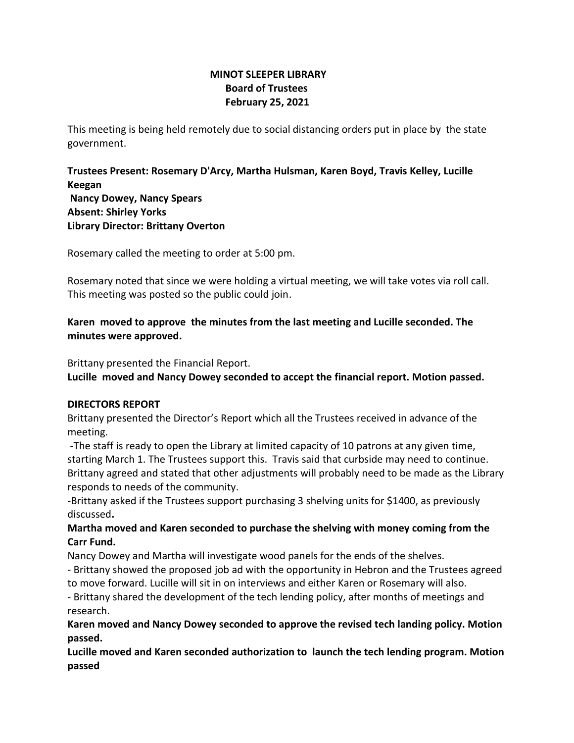**MINOT SLEEPER LIBRARY**
**Board of Trustees**
**February 25, 2021**

This meeting is being held remotely due to social distancing orders put in place by the state government.

**Trustees Present: Rosemary D'Arcy, Martha Hulsman, Karen Boyd, Travis Kelley, Lucille Keegan**
**Nancy Dowey, Nancy Spears**
**Absent: Shirley Yorks**
**Library Director: Brittany Overton**

Rosemary called the meeting to order at 5:00 pm.

Rosemary noted that since we were holding a virtual meeting, we will take votes via roll call. This meeting was posted so the public could join.

**Karen moved to approve the minutes from the last meeting and Lucille seconded. The minutes were approved.**

Brittany presented the Financial Report.
**Lucille moved and Nancy Dowey seconded to accept the financial report. Motion passed.**

**DIRECTORS REPORT**
Brittany presented the Director's Report which all the Trustees received in advance of the meeting.
-The staff is ready to open the Library at limited capacity of 10 patrons at any given time, starting March 1. The Trustees support this. Travis said that curbside may need to continue. Brittany agreed and stated that other adjustments will probably need to be made as the Library responds to needs of the community.
-Brittany asked if the Trustees support purchasing 3 shelving units for $1400, as previously discussed**.**
**Martha moved and Karen seconded to purchase the shelving with money coming from the Carr Fund.**
Nancy Dowey and Martha will investigate wood panels for the ends of the shelves.
- Brittany showed the proposed job ad with the opportunity in Hebron and the Trustees agreed to move forward. Lucille will sit in on interviews and either Karen or Rosemary will also.
- Brittany shared the development of the tech lending policy, after months of meetings and research.
**Karen moved and Nancy Dowey seconded to approve the revised tech landing policy. Motion passed.**
**Lucille moved and Karen seconded authorization to launch the tech lending program. Motion passed**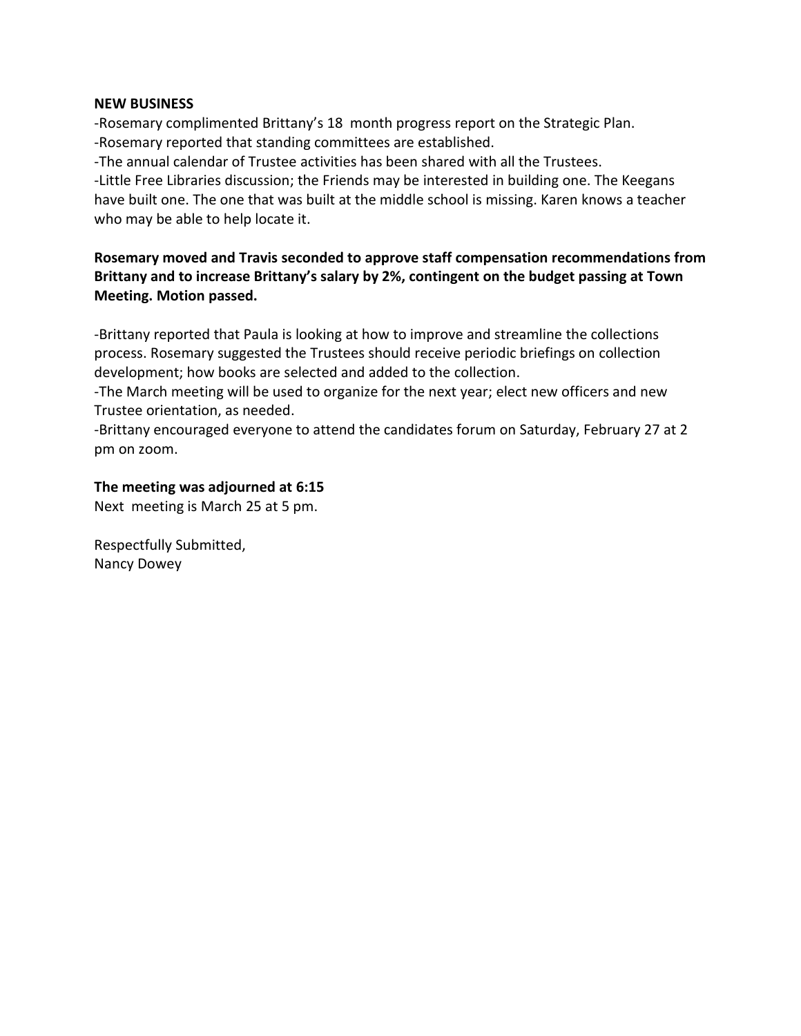**NEW BUSINESS**

-Rosemary complimented Brittany's 18 month progress report on the Strategic Plan.
-Rosemary reported that standing committees are established.
-The annual calendar of Trustee activities has been shared with all the Trustees.
-Little Free Libraries discussion; the Friends may be interested in building one. The Keegans have built one. The one that was built at the middle school is missing. Karen knows a teacher who may be able to help locate it.

**Rosemary moved and Travis seconded to approve staff compensation recommendations from Brittany and to increase Brittany's salary by 2%, contingent on the budget passing at Town Meeting. Motion passed.**

-Brittany reported that Paula is looking at how to improve and streamline the collections process. Rosemary suggested the Trustees should receive periodic briefings on collection development; how books are selected and added to the collection.
-The March meeting will be used to organize for the next year; elect new officers and new Trustee orientation, as needed.
-Brittany encouraged everyone to attend the candidates forum on Saturday, February 27 at 2 pm on zoom.

**The meeting was adjourned at 6:15**

Next meeting is March 25 at 5 pm.

Respectfully Submitted,
Nancy Dowey